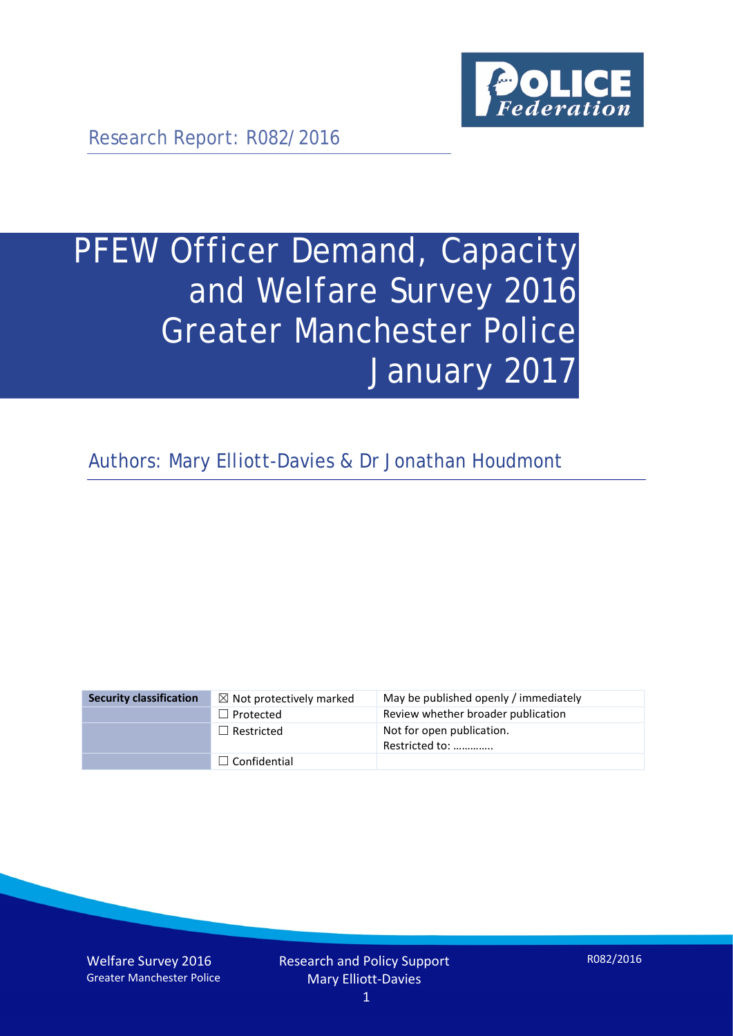Research Report: R082/2016

# PFEW Officer Demand, Capacity and Welfare Survey 2016 Greater Manchester Police January 2017

Authors: Mary Elliott-Davies & Dr Jonathan Houdmont

| | | |
|---|---|---|
| **Security classification** | ☒ Not protectively marked | May be published openly / immediately |
| | ☐ Protected | Review whether broader publication |
| | ☐ Restricted | Not for open publication. Restricted to: ………….. |
| | ☐ Confidential | |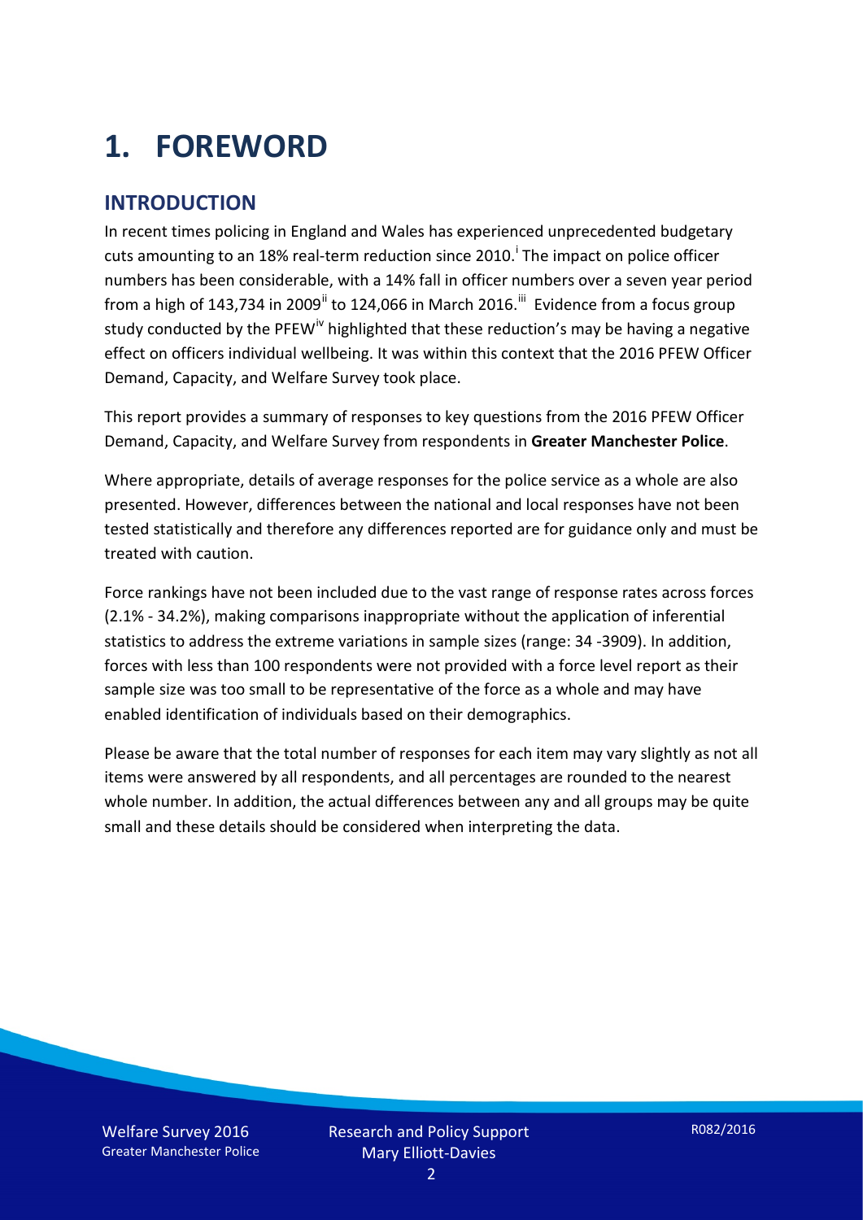# 1. FOREWORD

## INTRODUCTION

In recent times policing in England and Wales has experienced unprecedented budgetary cuts amounting to an 18% real-term reduction since 2010.[i] The impact on police officer numbers has been considerable, with a 14% fall in officer numbers over a seven year period from a high of 143,734 in 2009[ii] to 124,066 in March 2016.[iii] Evidence from a focus group study conducted by the PFEW[iv] highlighted that these reduction's may be having a negative effect on officers individual wellbeing. It was within this context that the 2016 PFEW Officer Demand, Capacity, and Welfare Survey took place.

This report provides a summary of responses to key questions from the 2016 PFEW Officer Demand, Capacity, and Welfare Survey from respondents in **Greater Manchester Police**.

Where appropriate, details of average responses for the police service as a whole are also presented. However, differences between the national and local responses have not been tested statistically and therefore any differences reported are for guidance only and must be treated with caution.

Force rankings have not been included due to the vast range of response rates across forces (2.1% - 34.2%), making comparisons inappropriate without the application of inferential statistics to address the extreme variations in sample sizes (range: 34 -3909). In addition, forces with less than 100 respondents were not provided with a force level report as their sample size was too small to be representative of the force as a whole and may have enabled identification of individuals based on their demographics.

Please be aware that the total number of responses for each item may vary slightly as not all items were answered by all respondents, and all percentages are rounded to the nearest whole number. In addition, the actual differences between any and all groups may be quite small and these details should be considered when interpreting the data.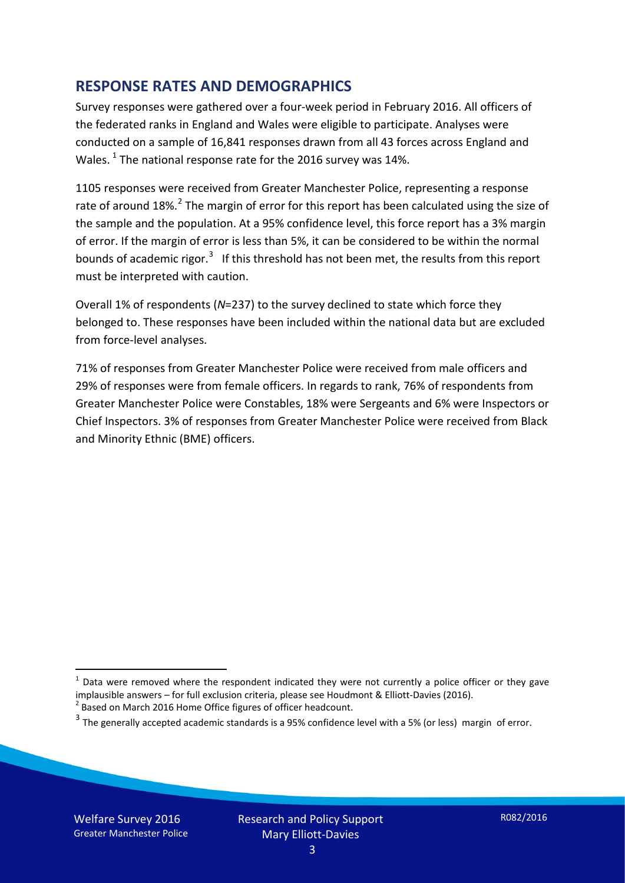## RESPONSE RATES AND DEMOGRAPHICS

Survey responses were gathered over a four-week period in February 2016. All officers of the federated ranks in England and Wales were eligible to participate. Analyses were conducted on a sample of 16,841 responses drawn from all 43 forces across England and Wales. [1] The national response rate for the 2016 survey was 14%.

1105 responses were received from Greater Manchester Police, representing a response rate of around 18%.[2] The margin of error for this report has been calculated using the size of the sample and the population. At a 95% confidence level, this force report has a 3% margin of error. If the margin of error is less than 5%, it can be considered to be within the normal bounds of academic rigor.[3] If this threshold has not been met, the results from this report must be interpreted with caution.

Overall 1% of respondents (*N*=237) to the survey declined to state which force they belonged to. These responses have been included within the national data but are excluded from force-level analyses.

71% of responses from Greater Manchester Police were received from male officers and 29% of responses were from female officers. In regards to rank, 76% of respondents from Greater Manchester Police were Constables, 18% were Sergeants and 6% were Inspectors or Chief Inspectors. 3% of responses from Greater Manchester Police were received from Black and Minority Ethnic (BME) officers.

[1] Data were removed where the respondent indicated they were not currently a police officer or they gave implausible answers – for full exclusion criteria, please see Houdmont & Elliott-Davies (2016).

[2] Based on March 2016 Home Office figures of officer headcount.

[3] The generally accepted academic standards is a 95% confidence level with a 5% (or less) margin of error.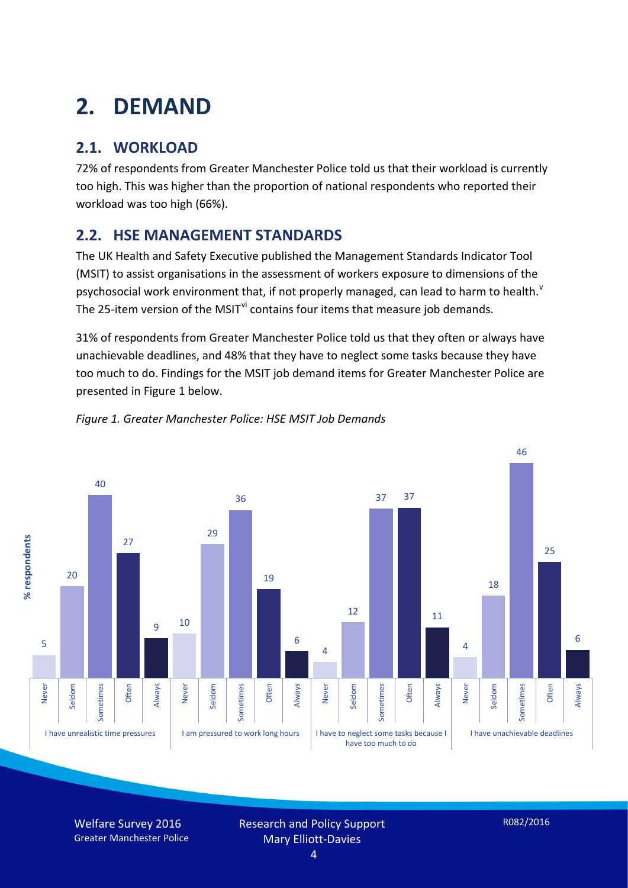# 2. DEMAND

## 2.1. WORKLOAD

72% of respondents from Greater Manchester Police told us that their workload is currently too high. This was higher than the proportion of national respondents who reported their workload was too high (66%).

## 2.2. HSE MANAGEMENT STANDARDS

The UK Health and Safety Executive published the Management Standards Indicator Tool (MSIT) to assist organisations in the assessment of workers exposure to dimensions of the psychosocial work environment that, if not properly managed, can lead to harm to health.[v] The 25-item version of the MSIT[vi] contains four items that measure job demands.

31% of respondents from Greater Manchester Police told us that they often or always have unachievable deadlines, and 48% that they have to neglect some tasks because they have too much to do. Findings for the MSIT job demand items for Greater Manchester Police are presented in Figure 1 below.

*Figure 1. Greater Manchester Police: HSE MSIT Job Demands*

% respondents

I have unrealistic time pressures: Never 5, Seldom 20, Sometimes 40, Often 27, Always 9

I am pressured to work long hours: Never 10, Seldom 29, Sometimes 36, Often 19, Always 6

I have to neglect some tasks because I have too much to do: Never 4, Seldom 12, Sometimes 37, Often 37, Always 11

I have unachievable deadlines: Never 4, Seldom 18, Sometimes 46, Often 25, Always 6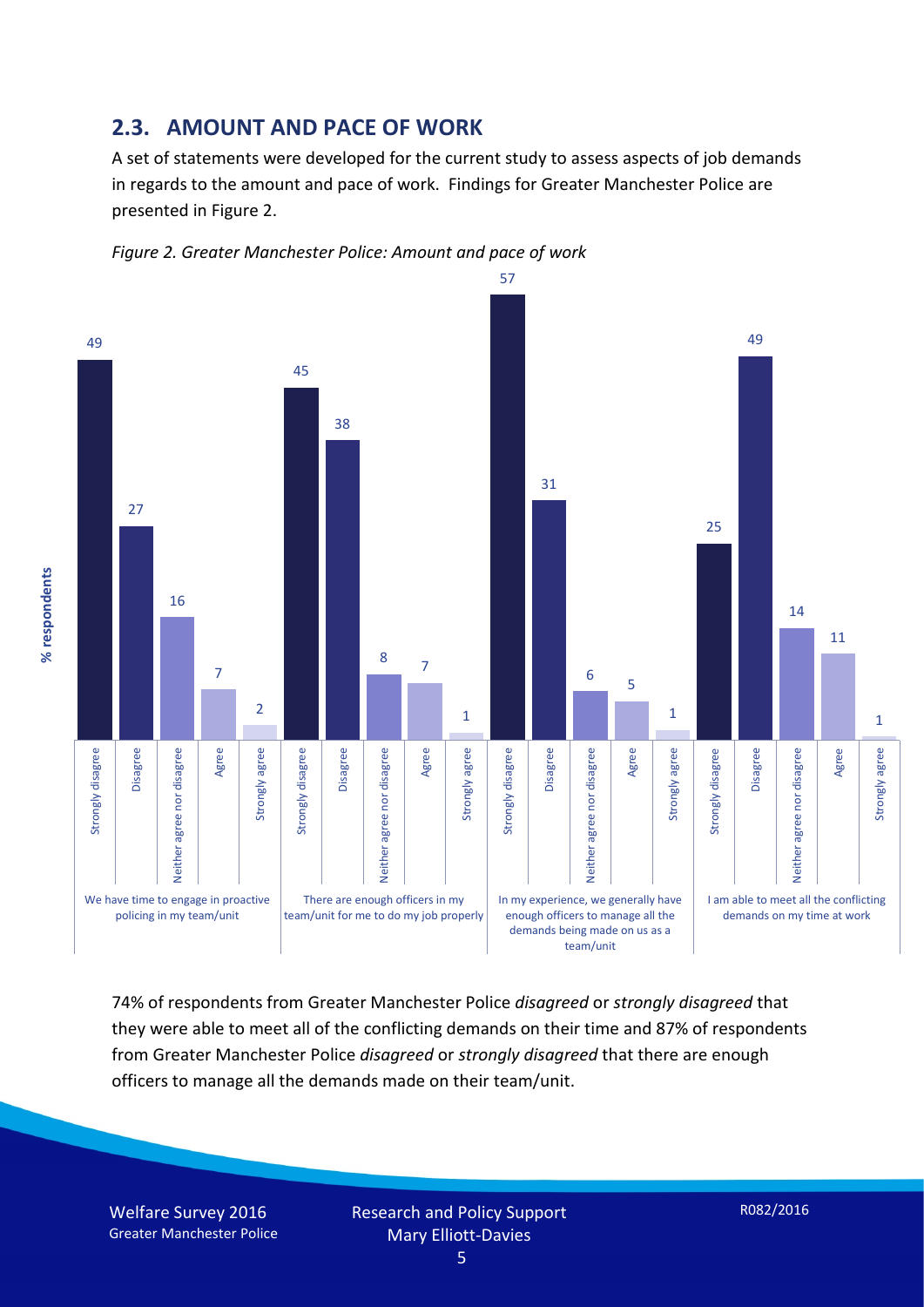## 2.3. AMOUNT AND PACE OF WORK

A set of statements were developed for the current study to assess aspects of job demands in regards to the amount and pace of work. Findings for Greater Manchester Police are presented in Figure 2.

*Figure 2. Greater Manchester Police: Amount and pace of work*

% respondents

We have time to engage in proactive policing in my team/unit

Strongly disagree 49
Disagree 27
Neither agree nor disagree 16
Agree 7
Strongly agree 2

There are enough officers in my team/unit for me to do my job properly

Strongly disagree 45
Disagree 38
Neither agree nor disagree 8
Agree 7
Strongly agree 1

In my experience, we generally have enough officers to manage all the demands being made on us as a team/unit

Strongly disagree 57
Disagree 31
Neither agree nor disagree 6
Agree 5
Strongly agree 1

I am able to meet all the conflicting demands on my time at work

Strongly disagree 25
Disagree 49
Neither agree nor disagree 14
Agree 11
Strongly agree 1

74% of respondents from Greater Manchester Police *disagreed* or *strongly disagreed* that they were able to meet all of the conflicting demands on their time and 87% of respondents from Greater Manchester Police *disagreed* or *strongly disagreed* that there are enough officers to manage all the demands made on their team/unit.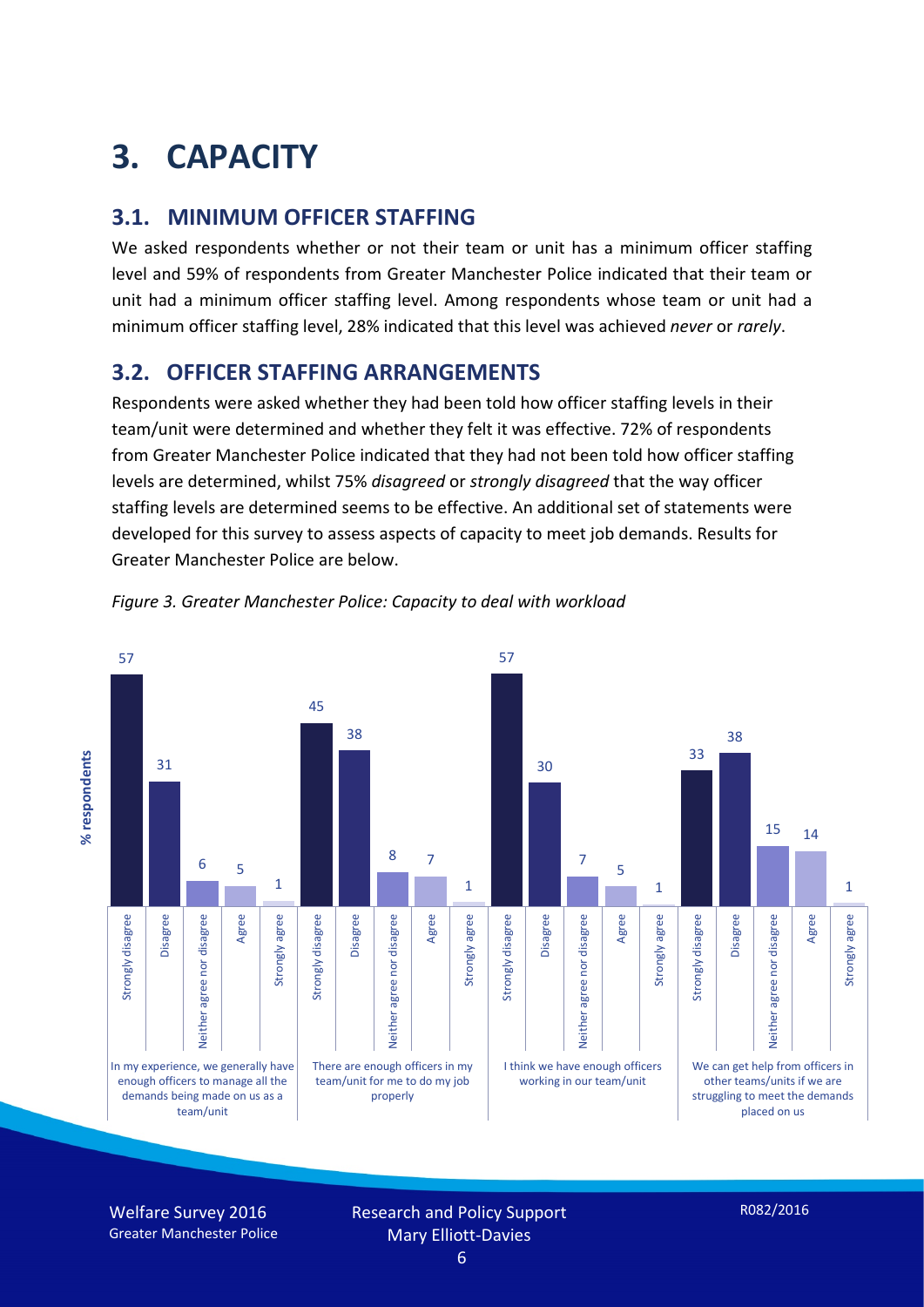# 3. CAPACITY

## 3.1. MINIMUM OFFICER STAFFING

We asked respondents whether or not their team or unit has a minimum officer staffing level and 59% of respondents from Greater Manchester Police indicated that their team or unit had a minimum officer staffing level. Among respondents whose team or unit had a minimum officer staffing level, 28% indicated that this level was achieved *never* or *rarely*.

## 3.2. OFFICER STAFFING ARRANGEMENTS

Respondents were asked whether they had been told how officer staffing levels in their team/unit were determined and whether they felt it was effective. 72% of respondents from Greater Manchester Police indicated that they had not been told how officer staffing levels are determined, whilst 75% *disagreed* or *strongly disagreed* that the way officer staffing levels are determined seems to be effective. An additional set of statements were developed for this survey to assess aspects of capacity to meet job demands. Results for Greater Manchester Police are below.

*Figure 3. Greater Manchester Police: Capacity to deal with workload*

% respondents

In my experience, we generally have enough officers to manage all the demands being made on us as a team/unit
Strongly disagree 57
Disagree 31
Neither agree nor disagree 6
Agree 5
Strongly agree 1

There are enough officers in my team/unit for me to do my job properly
Strongly disagree 45
Disagree 38
Neither agree nor disagree 8
Agree 7
Strongly agree 1

I think we have enough officers working in our team/unit
Strongly disagree 57
Disagree 30
Neither agree nor disagree 7
Agree 5
Strongly agree 1

We can get help from officers in other teams/units if we are struggling to meet the demands placed on us
Strongly disagree 33
Disagree 38
Neither agree nor disagree 15
Agree 14
Strongly agree 1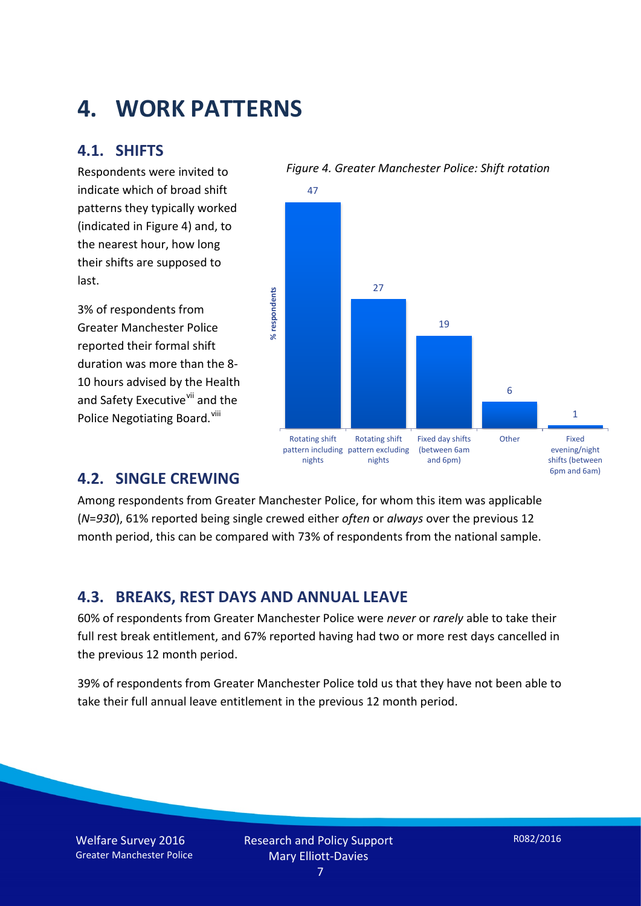# 4. WORK PATTERNS

## 4.1. SHIFTS

Respondents were invited to indicate which of broad shift patterns they typically worked (indicated in Figure 4) and, to the nearest hour, how long their shifts are supposed to last.

3% of respondents from Greater Manchester Police reported their formal shift duration was more than the 8-10 hours advised by the Health and Safety Executive[vii] and the Police Negotiating Board.[viii]

*Figure 4. Greater Manchester Police: Shift rotation*

% respondents

47
Rotating shift pattern including nights

27
Rotating shift pattern excluding nights

19
Fixed day shifts (between 6am and 6pm)

6
Other

1
Fixed evening/night shifts (between 6pm and 6am)

## 4.2. SINGLE CREWING

Among respondents from Greater Manchester Police, for whom this item was applicable (*N=930*), 61% reported being single crewed either *often* or *always* over the previous 12 month period, this can be compared with 73% of respondents from the national sample.

## 4.3. BREAKS, REST DAYS AND ANNUAL LEAVE

60% of respondents from Greater Manchester Police were *never* or *rarely* able to take their full rest break entitlement, and 67% reported having had two or more rest days cancelled in the previous 12 month period.

39% of respondents from Greater Manchester Police told us that they have not been able to take their full annual leave entitlement in the previous 12 month period.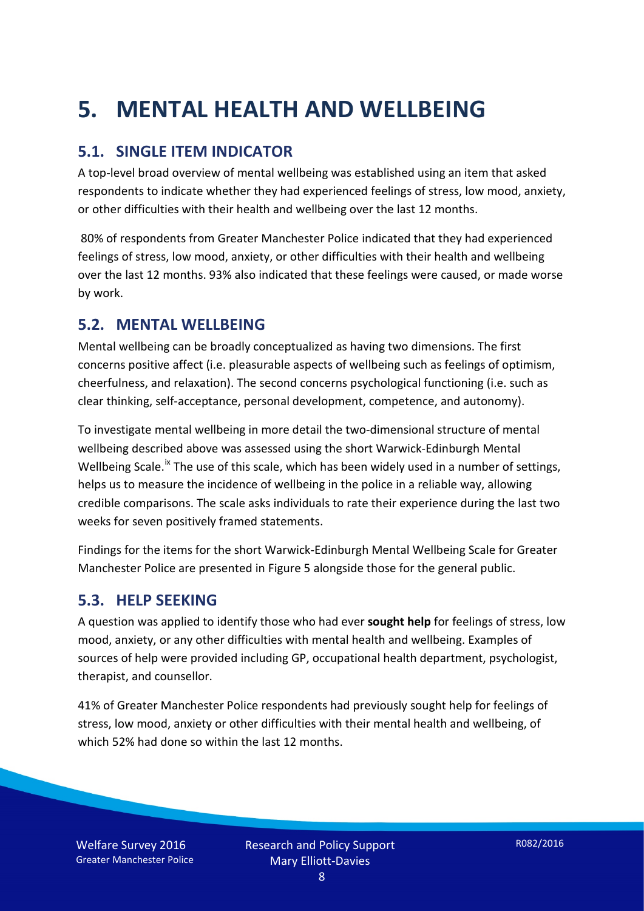# 5. MENTAL HEALTH AND WELLBEING

## 5.1. SINGLE ITEM INDICATOR

A top-level broad overview of mental wellbeing was established using an item that asked respondents to indicate whether they had experienced feelings of stress, low mood, anxiety, or other difficulties with their health and wellbeing over the last 12 months.

80% of respondents from Greater Manchester Police indicated that they had experienced feelings of stress, low mood, anxiety, or other difficulties with their health and wellbeing over the last 12 months. 93% also indicated that these feelings were caused, or made worse by work.

## 5.2. MENTAL WELLBEING

Mental wellbeing can be broadly conceptualized as having two dimensions. The first concerns positive affect (i.e. pleasurable aspects of wellbeing such as feelings of optimism, cheerfulness, and relaxation). The second concerns psychological functioning (i.e. such as clear thinking, self-acceptance, personal development, competence, and autonomy).

To investigate mental wellbeing in more detail the two-dimensional structure of mental wellbeing described above was assessed using the short Warwick-Edinburgh Mental Wellbeing Scale.[ix] The use of this scale, which has been widely used in a number of settings, helps us to measure the incidence of wellbeing in the police in a reliable way, allowing credible comparisons. The scale asks individuals to rate their experience during the last two weeks for seven positively framed statements.

Findings for the items for the short Warwick-Edinburgh Mental Wellbeing Scale for Greater Manchester Police are presented in Figure 5 alongside those for the general public.

## 5.3. HELP SEEKING

A question was applied to identify those who had ever **sought help** for feelings of stress, low mood, anxiety, or any other difficulties with mental health and wellbeing. Examples of sources of help were provided including GP, occupational health department, psychologist, therapist, and counsellor.

41% of Greater Manchester Police respondents had previously sought help for feelings of stress, low mood, anxiety or other difficulties with their mental health and wellbeing, of which 52% had done so within the last 12 months.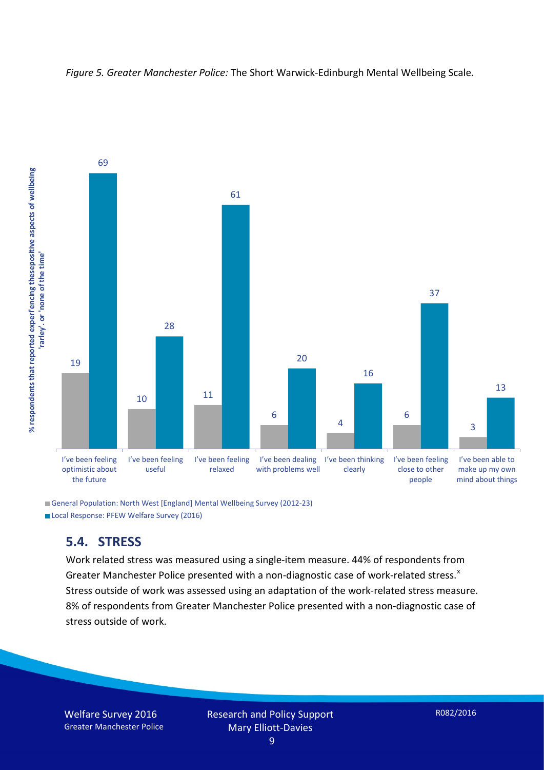*Figure 5. Greater Manchester Police:* The Short Warwick-Edinburgh Mental Wellbeing Scale.

| | General Population: North West [England] Mental Wellbeing Survey (2012-23) | Local Response: PFEW Welfare Survey (2016) |
|---|---|---|
| I've been feeling optimistic about the future | 19 | 69 |
| I've been feeling useful | 10 | 28 |
| I've been feeling relaxed | 11 | 61 |
| I've been dealing with problems well | 6 | 20 |
| I've been thinking clearly | 4 | 16 |
| I've been feeling close to other people | 6 | 37 |
| I've been able to make up my own mind about things | 3 | 13 |

% respondents that reported experiencing thesepositive aspects of wellbeing 'rarley'. or 'none of the time'

## 5.4. STRESS

Work related stress was measured using a single-item measure. 44% of respondents from Greater Manchester Police presented with a non-diagnostic case of work-related stress.[x] Stress outside of work was assessed using an adaptation of the work-related stress measure. 8% of respondents from Greater Manchester Police presented with a non-diagnostic case of stress outside of work.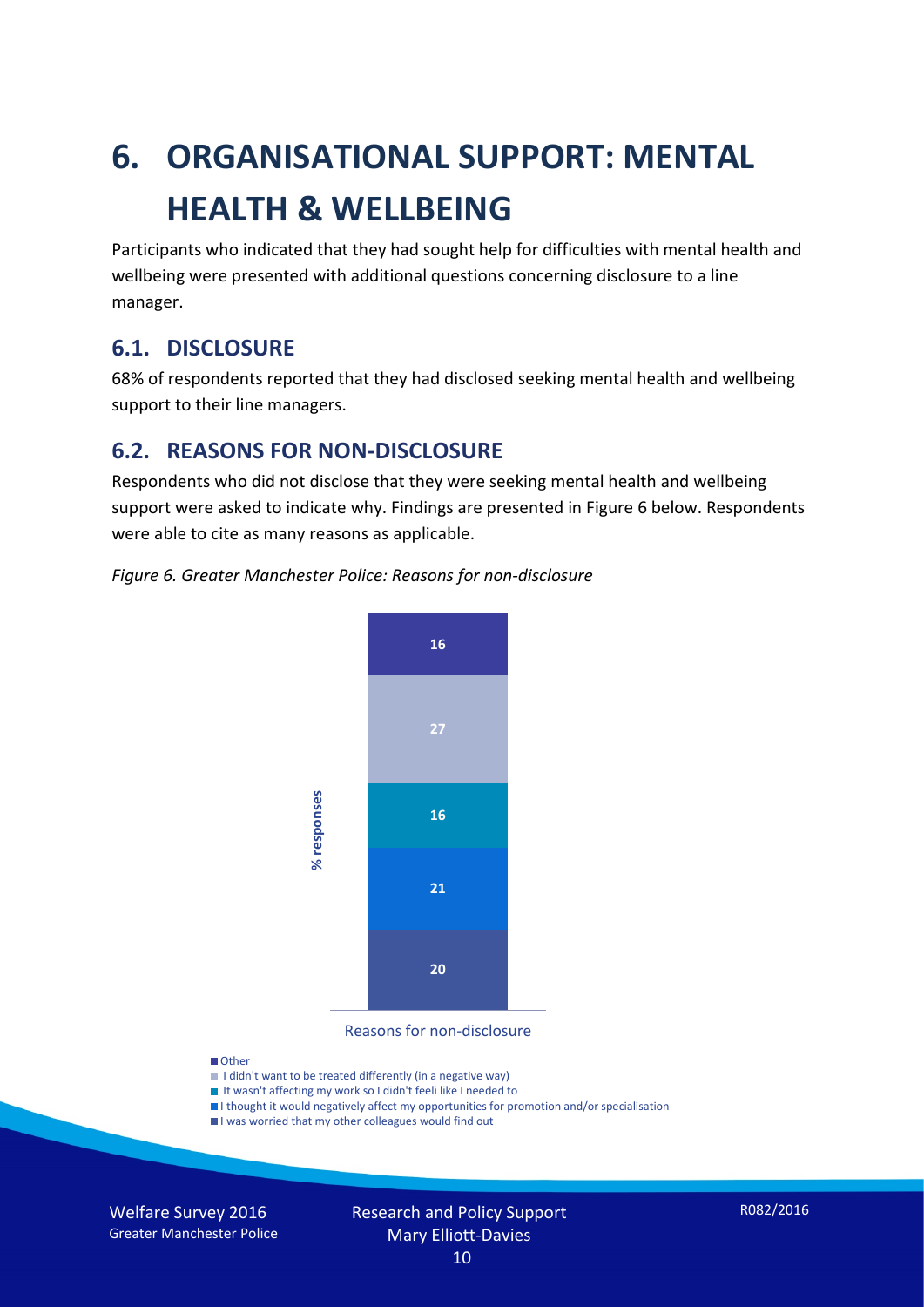# 6. ORGANISATIONAL SUPPORT: MENTAL HEALTH & WELLBEING

Participants who indicated that they had sought help for difficulties with mental health and wellbeing were presented with additional questions concerning disclosure to a line manager.

## 6.1. DISCLOSURE

68% of respondents reported that they had disclosed seeking mental health and wellbeing support to their line managers.

## 6.2. REASONS FOR NON-DISCLOSURE

Respondents who did not disclose that they were seeking mental health and wellbeing support were asked to indicate why. Findings are presented in Figure 6 below. Respondents were able to cite as many reasons as applicable.

*Figure 6. Greater Manchester Police: Reasons for non-disclosure*

% responses

16

27

16

21

20

Reasons for non-disclosure

- Other
- I didn't want to be treated differently (in a negative way)
- It wasn't affecting my work so I didn't feeli like I needed to
- I thought it would negatively affect my opportunities for promotion and/or specialisation
- I was worried that my other colleagues would find out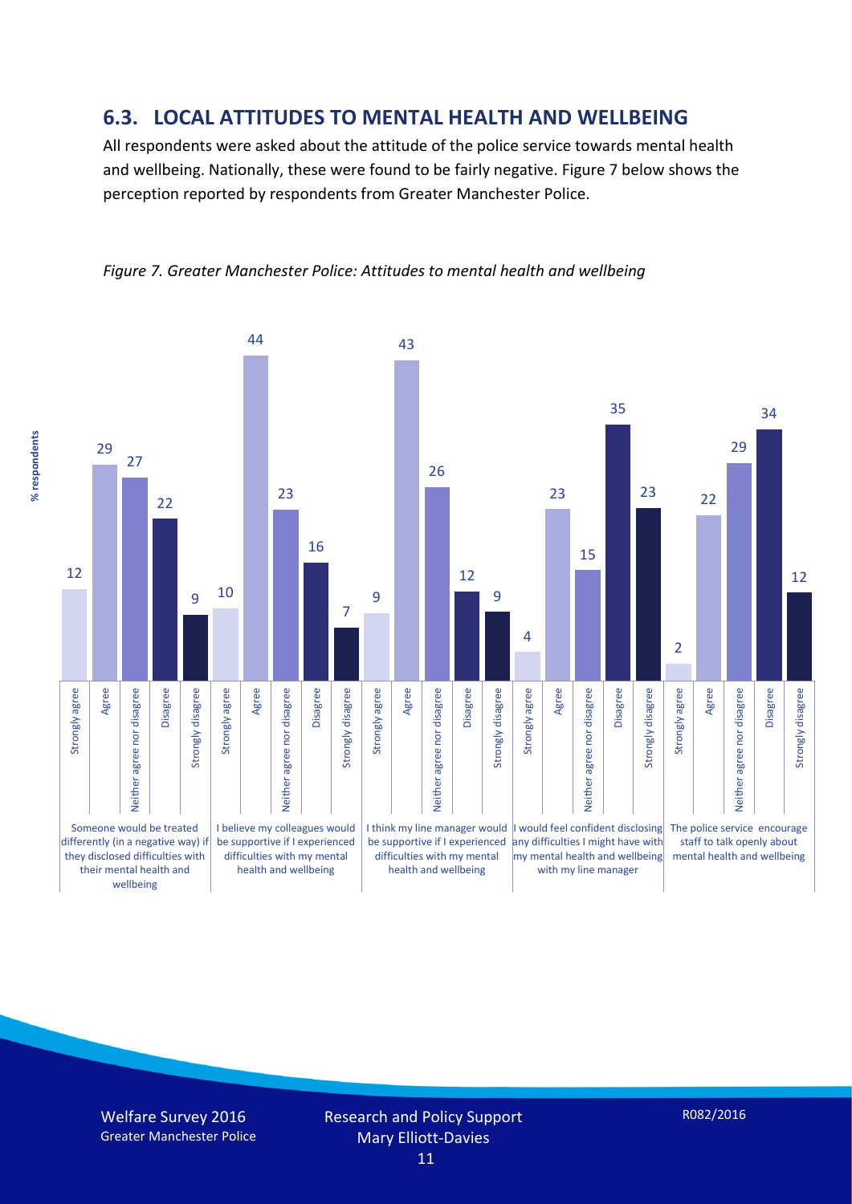## 6.3. LOCAL ATTITUDES TO MENTAL HEALTH AND WELLBEING

All respondents were asked about the attitude of the police service towards mental health and wellbeing. Nationally, these were found to be fairly negative. Figure 7 below shows the perception reported by respondents from Greater Manchester Police.

*Figure 7. Greater Manchester Police: Attitudes to mental health and wellbeing*

% respondents

Someone would be treated differently (in a negative way) if they disclosed difficulties with their mental health and wellbeing
Strongly agree 12
Agree 29
Neither agree nor disagree 27
Disagree 22
Strongly disagree 9

I believe my colleagues would be supportive if I experienced difficulties with my mental health and wellbeing
Strongly agree 10
Agree 44
Neither agree nor disagree 23
Disagree 16
Strongly disagree 7

I think my line manager would be supportive if I experienced difficulties with my mental health and wellbeing
Strongly agree 9
Agree 43
Neither agree nor disagree 26
Disagree 12
Strongly disagree 9

I would feel confident disclosing any difficulties I might have with my mental health and wellbeing with my line manager
Strongly agree 4
Agree 23
Neither agree nor disagree 15
Disagree 35
Strongly disagree 23

The police service encourage staff to talk openly about mental health and wellbeing
Strongly agree 2
Agree 22
Neither agree nor disagree 29
Disagree 34
Strongly disagree 12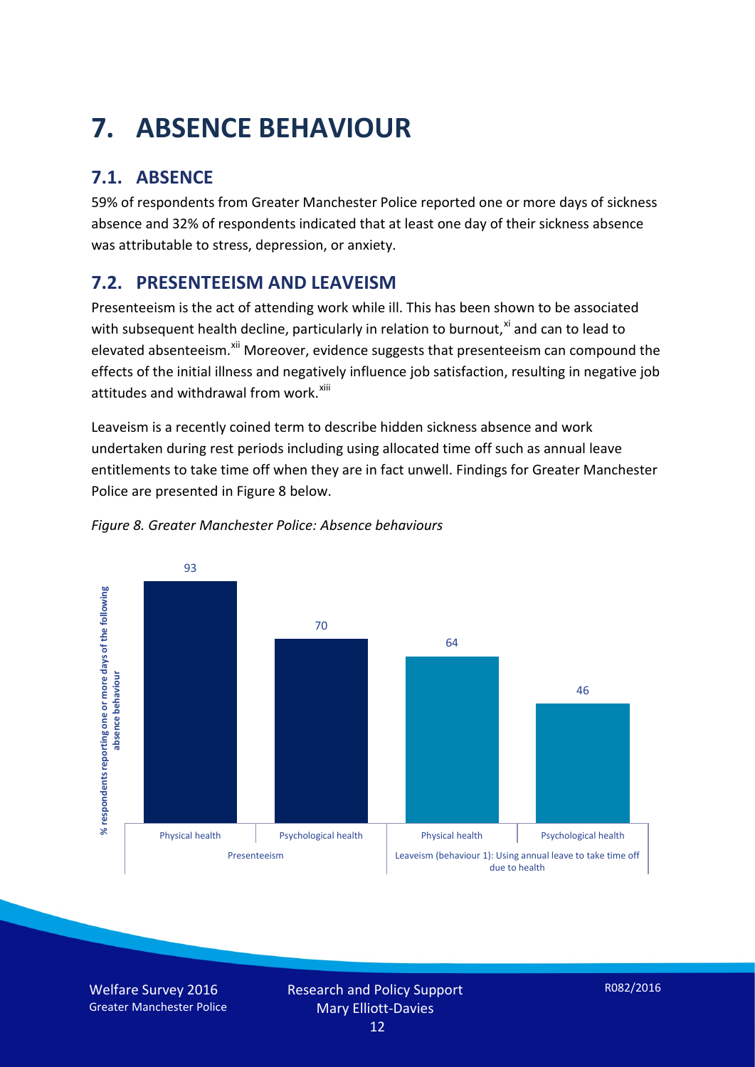# 7. ABSENCE BEHAVIOUR

## 7.1. ABSENCE

59% of respondents from Greater Manchester Police reported one or more days of sickness absence and 32% of respondents indicated that at least one day of their sickness absence was attributable to stress, depression, or anxiety.

## 7.2. PRESENTEEISM AND LEAVEISM

Presenteeism is the act of attending work while ill. This has been shown to be associated with subsequent health decline, particularly in relation to burnout,[xi] and can to lead to elevated absenteeism.[xii] Moreover, evidence suggests that presenteeism can compound the effects of the initial illness and negatively influence job satisfaction, resulting in negative job attitudes and withdrawal from work.[xiii]

Leaveism is a recently coined term to describe hidden sickness absence and work undertaken during rest periods including using allocated time off such as annual leave entitlements to take time off when they are in fact unwell. Findings for Greater Manchester Police are presented in Figure 8 below.

*Figure 8. Greater Manchester Police: Absence behaviours*

% respondents reporting one or more days of the following absence behaviour

93
70
64
46

Physical health
Psychological health
Physical health
Psychological health

Presenteeism
Leaveism (behaviour 1): Using annual leave to take time off due to health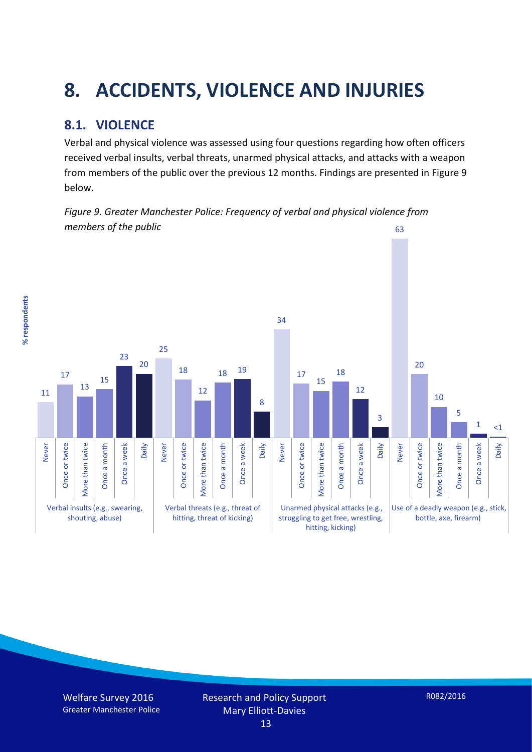# 8. ACCIDENTS, VIOLENCE AND INJURIES

## 8.1. VIOLENCE

Verbal and physical violence was assessed using four questions regarding how often officers received verbal insults, verbal threats, unarmed physical attacks, and attacks with a weapon from members of the public over the previous 12 months. Findings are presented in Figure 9 below.

*Figure 9. Greater Manchester Police: Frequency of verbal and physical violence from members of the public*

% respondents

Verbal insults (e.g., swearing, shouting, abuse)
Never 11
Once or twice 17
More than twice 13
Once a month 15
Once a week 23
Daily 20

Verbal threats (e.g., threat of hitting, threat of kicking)
Never 25
Once or twice 18
More than twice 12
Once a month 18
Once a week 19
Daily 8

Unarmed physical attacks (e.g., struggling to get free, wrestling, hitting, kicking)
Never 34
Once or twice 17
More than twice 15
Once a month 18
Once a week 12
Daily 3

Use of a deadly weapon (e.g., stick, bottle, axe, firearm)
Never 63
Once or twice 20
More than twice 10
Once a month 5
Once a week 1
Daily <1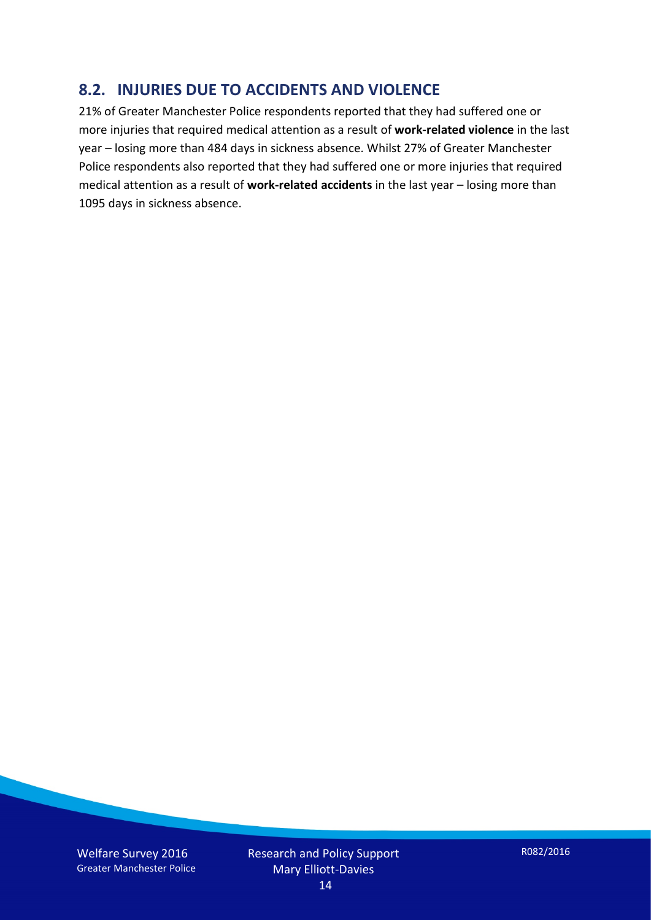## 8.2. INJURIES DUE TO ACCIDENTS AND VIOLENCE

21% of Greater Manchester Police respondents reported that they had suffered one or more injuries that required medical attention as a result of **work-related violence** in the last year – losing more than 484 days in sickness absence. Whilst 27% of Greater Manchester Police respondents also reported that they had suffered one or more injuries that required medical attention as a result of **work-related accidents** in the last year – losing more than 1095 days in sickness absence.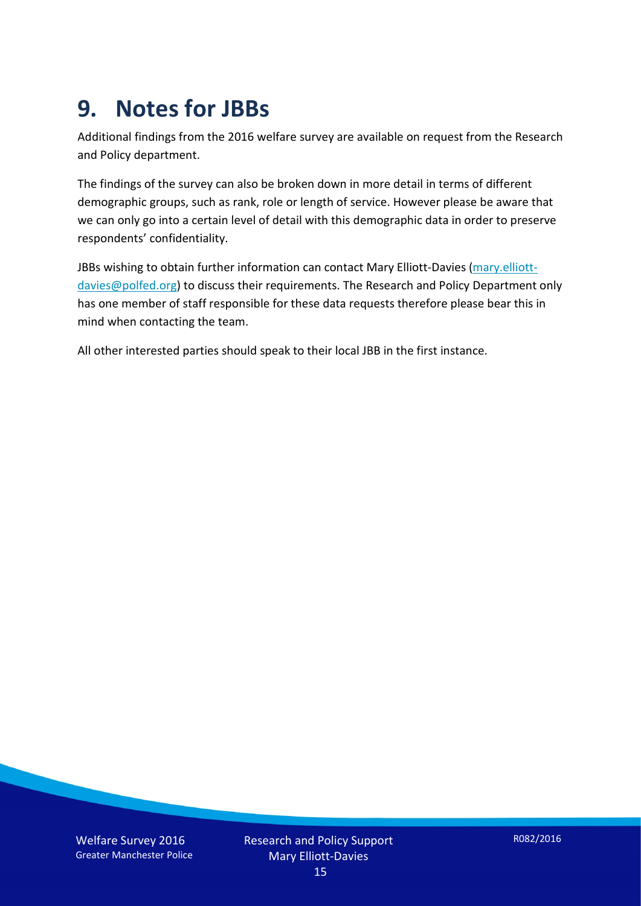# 9. Notes for JBBs

Additional findings from the 2016 welfare survey are available on request from the Research and Policy department.

The findings of the survey can also be broken down in more detail in terms of different demographic groups, such as rank, role or length of service. However please be aware that we can only go into a certain level of detail with this demographic data in order to preserve respondents' confidentiality.

JBBs wishing to obtain further information can contact Mary Elliott-Davies (mary.elliott-davies@polfed.org) to discuss their requirements. The Research and Policy Department only has one member of staff responsible for these data requests therefore please bear this in mind when contacting the team.

All other interested parties should speak to their local JBB in the first instance.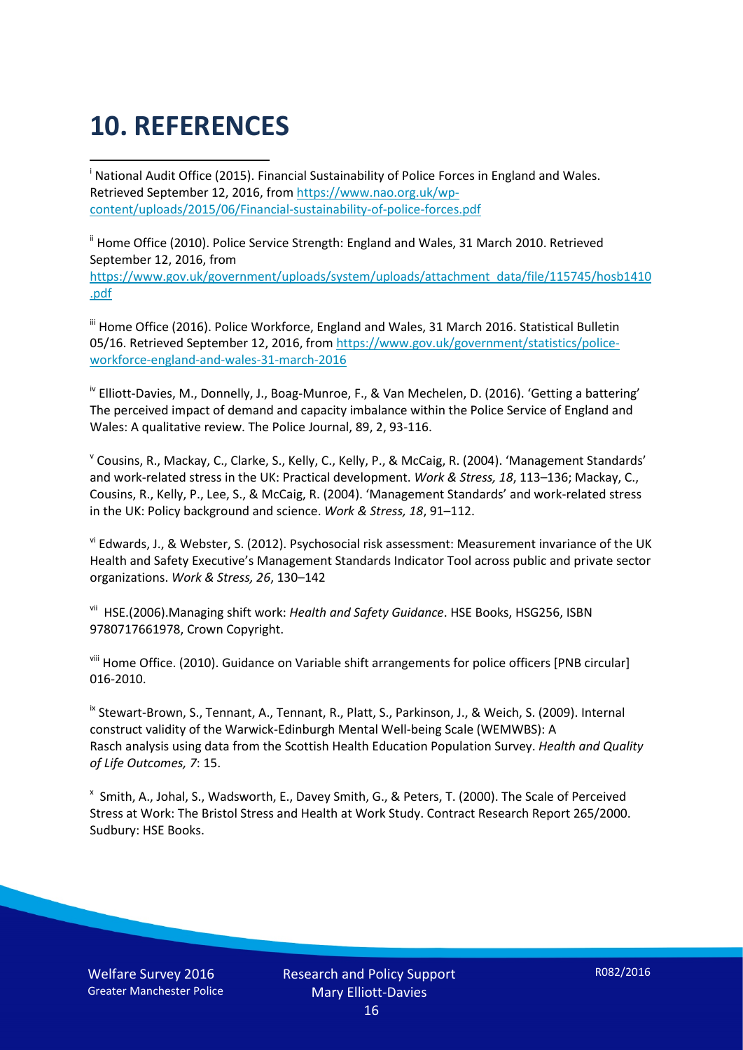# 10. REFERENCES

[i] National Audit Office (2015). Financial Sustainability of Police Forces in England and Wales. Retrieved September 12, 2016, from https://www.nao.org.uk/wp-content/uploads/2015/06/Financial-sustainability-of-police-forces.pdf

[ii] Home Office (2010). Police Service Strength: England and Wales, 31 March 2010. Retrieved September 12, 2016, from https://www.gov.uk/government/uploads/system/uploads/attachment_data/file/115745/hosb1410.pdf

[iii] Home Office (2016). Police Workforce, England and Wales, 31 March 2016. Statistical Bulletin 05/16. Retrieved September 12, 2016, from https://www.gov.uk/government/statistics/police-workforce-england-and-wales-31-march-2016

[iv] Elliott-Davies, M., Donnelly, J., Boag-Munroe, F., & Van Mechelen, D. (2016). 'Getting a battering' The perceived impact of demand and capacity imbalance within the Police Service of England and Wales: A qualitative review. The Police Journal, 89, 2, 93-116.

[v] Cousins, R., Mackay, C., Clarke, S., Kelly, C., Kelly, P., & McCaig, R. (2004). 'Management Standards' and work-related stress in the UK: Practical development. *Work & Stress, 18*, 113–136; Mackay, C., Cousins, R., Kelly, P., Lee, S., & McCaig, R. (2004). 'Management Standards' and work-related stress in the UK: Policy background and science. *Work & Stress, 18*, 91–112.

[vi] Edwards, J., & Webster, S. (2012). Psychosocial risk assessment: Measurement invariance of the UK Health and Safety Executive's Management Standards Indicator Tool across public and private sector organizations. *Work & Stress, 26*, 130–142

[vii] HSE.(2006).Managing shift work: *Health and Safety Guidance*. HSE Books, HSG256, ISBN 9780717661978, Crown Copyright.

[viii] Home Office. (2010). Guidance on Variable shift arrangements for police officers [PNB circular] 016-2010.

[ix] Stewart-Brown, S., Tennant, A., Tennant, R., Platt, S., Parkinson, J., & Weich, S. (2009). Internal construct validity of the Warwick-Edinburgh Mental Well-being Scale (WEMWBS): A Rasch analysis using data from the Scottish Health Education Population Survey. *Health and Quality of Life Outcomes, 7*: 15.

[x] Smith, A., Johal, S., Wadsworth, E., Davey Smith, G., & Peters, T. (2000). The Scale of Perceived Stress at Work: The Bristol Stress and Health at Work Study. Contract Research Report 265/2000. Sudbury: HSE Books.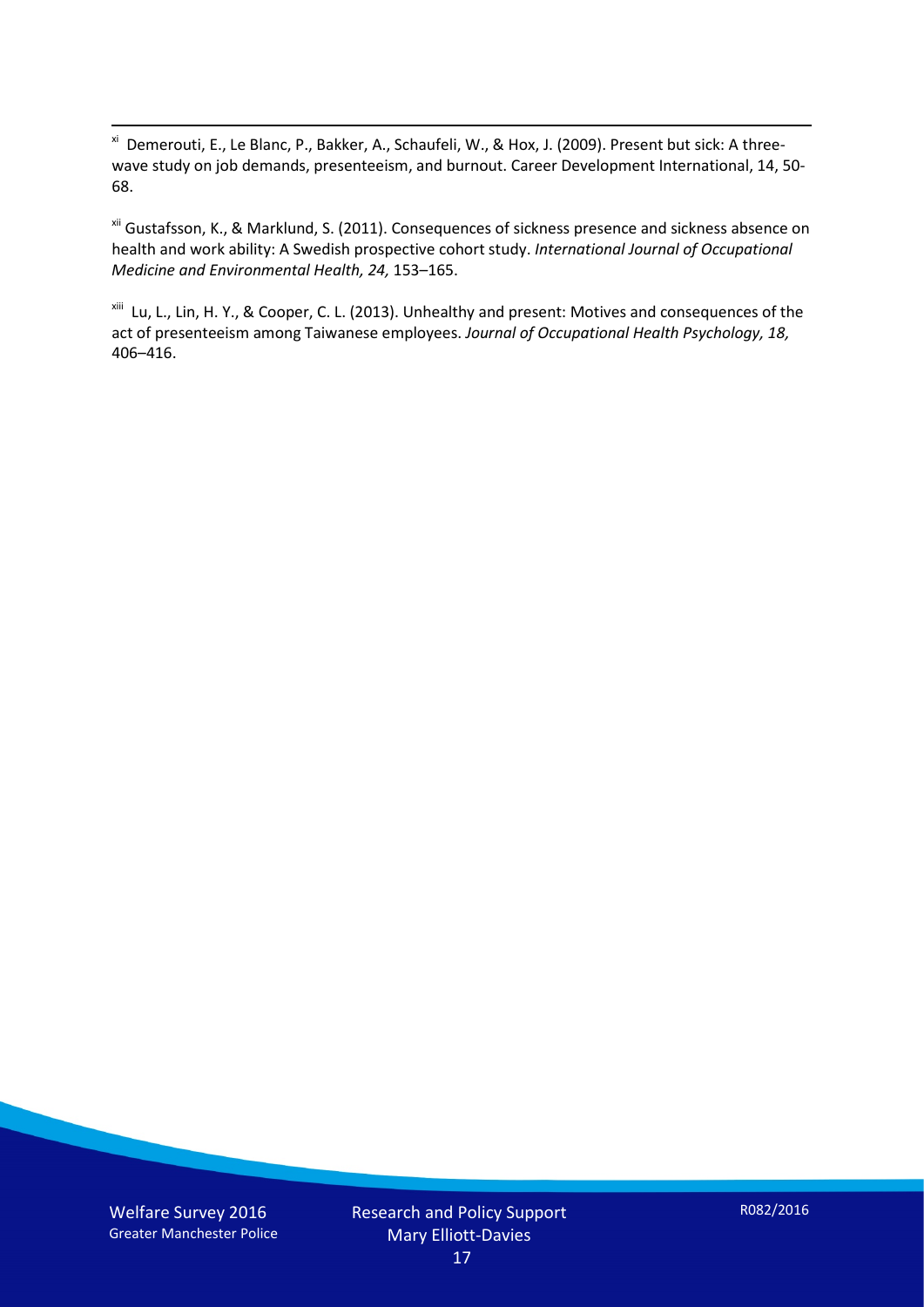[xi] Demerouti, E., Le Blanc, P., Bakker, A., Schaufeli, W., & Hox, J. (2009). Present but sick: A three-wave study on job demands, presenteeism, and burnout. Career Development International, 14, 50-68.

[xii] Gustafsson, K., & Marklund, S. (2011). Consequences of sickness presence and sickness absence on health and work ability: A Swedish prospective cohort study. *International Journal of Occupational Medicine and Environmental Health, 24,* 153–165.

[xiii] Lu, L., Lin, H. Y., & Cooper, C. L. (2013). Unhealthy and present: Motives and consequences of the act of presenteeism among Taiwanese employees. *Journal of Occupational Health Psychology, 18,* 406–416.